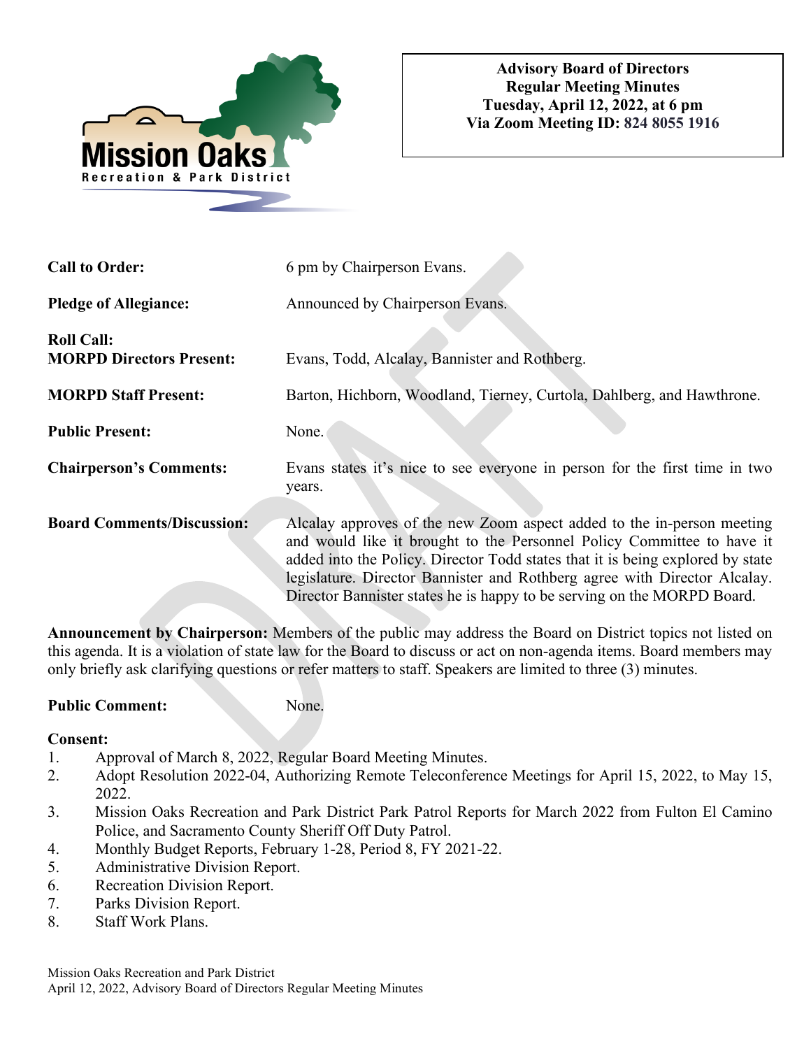**Advisory Board of Directors**
**Regular Meeting Minutes**
**Tuesday, April 12, 2022, at 6 pm**
**Via Zoom Meeting ID: 824 8055 1916**

**Call to Order:** 6 pm by Chairperson Evans.

**Pledge of Allegiance:** Announced by Chairperson Evans.

**Roll Call:**
**MORPD Directors Present:** Evans, Todd, Alcalay, Bannister and Rothberg.

**MORPD Staff Present:** Barton, Hichborn, Woodland, Tierney, Curtola, Dahlberg, and Hawthrone.

**Public Present:** None.

**Chairperson's Comments:** Evans states it's nice to see everyone in person for the first time in two years.

**Board Comments/Discussion:** Alcalay approves of the new Zoom aspect added to the in-person meeting and would like it brought to the Personnel Policy Committee to have it added into the Policy. Director Todd states that it is being explored by state legislature. Director Bannister and Rothberg agree with Director Alcalay. Director Bannister states he is happy to be serving on the MORPD Board.

**Announcement by Chairperson:** Members of the public may address the Board on District topics not listed on this agenda. It is a violation of state law for the Board to discuss or act on non-agenda items. Board members may only briefly ask clarifying questions or refer matters to staff. Speakers are limited to three (3) minutes.

**Public Comment:** None.

**Consent:**

1. Approval of March 8, 2022, Regular Board Meeting Minutes.
2. Adopt Resolution 2022-04, Authorizing Remote Teleconference Meetings for April 15, 2022, to May 15, 2022.
3. Mission Oaks Recreation and Park District Park Patrol Reports for March 2022 from Fulton El Camino Police, and Sacramento County Sheriff Off Duty Patrol.
4. Monthly Budget Reports, February 1-28, Period 8, FY 2021-22.
5. Administrative Division Report.
6. Recreation Division Report.
7. Parks Division Report.
8. Staff Work Plans.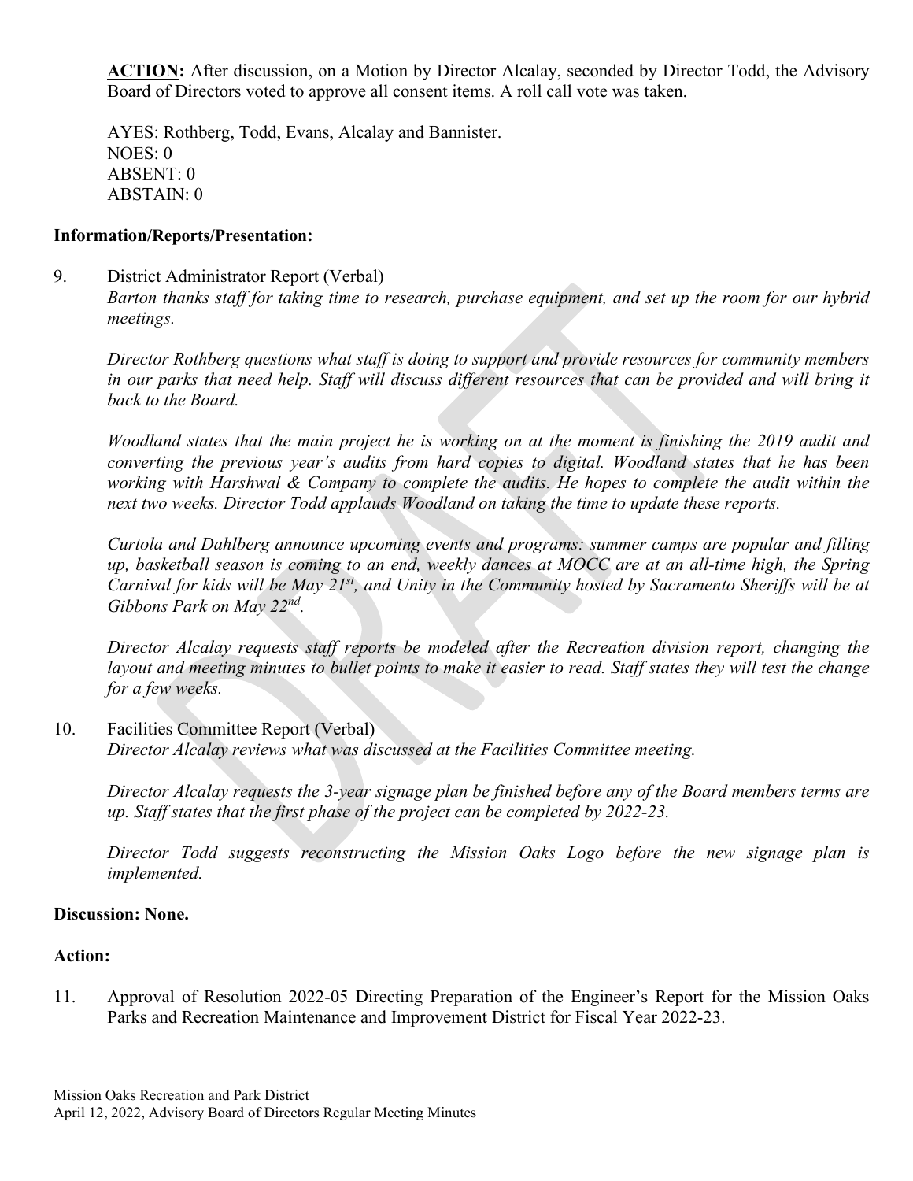**ACTION:** After discussion, on a Motion by Director Alcalay, seconded by Director Todd, the Advisory Board of Directors voted to approve all consent items. A roll call vote was taken.

AYES: Rothberg, Todd, Evans, Alcalay and Bannister.
NOES: 0
ABSENT: 0
ABSTAIN: 0

**Information/Reports/Presentation:**

9. District Administrator Report (Verbal)

   *Barton thanks staff for taking time to research, purchase equipment, and set up the room for our hybrid meetings.*

   *Director Rothberg questions what staff is doing to support and provide resources for community members in our parks that need help. Staff will discuss different resources that can be provided and will bring it back to the Board.*

   *Woodland states that the main project he is working on at the moment is finishing the 2019 audit and converting the previous year's audits from hard copies to digital. Woodland states that he has been working with Harshwal & Company to complete the audits. He hopes to complete the audit within the next two weeks. Director Todd applauds Woodland on taking the time to update these reports.*

   *Curtola and Dahlberg announce upcoming events and programs: summer camps are popular and filling up, basketball season is coming to an end, weekly dances at MOCC are at an all-time high, the Spring Carnival for kids will be May 21st, and Unity in the Community hosted by Sacramento Sheriffs will be at Gibbons Park on May 22nd.*

   *Director Alcalay requests staff reports be modeled after the Recreation division report, changing the layout and meeting minutes to bullet points to make it easier to read. Staff states they will test the change for a few weeks.*

10. Facilities Committee Report (Verbal)

    *Director Alcalay reviews what was discussed at the Facilities Committee meeting.*

    *Director Alcalay requests the 3-year signage plan be finished before any of the Board members terms are up. Staff states that the first phase of the project can be completed by 2022-23.*

    *Director Todd suggests reconstructing the Mission Oaks Logo before the new signage plan is implemented.*

**Discussion: None.**

**Action:**

11. Approval of Resolution 2022-05 Directing Preparation of the Engineer's Report for the Mission Oaks Parks and Recreation Maintenance and Improvement District for Fiscal Year 2022-23.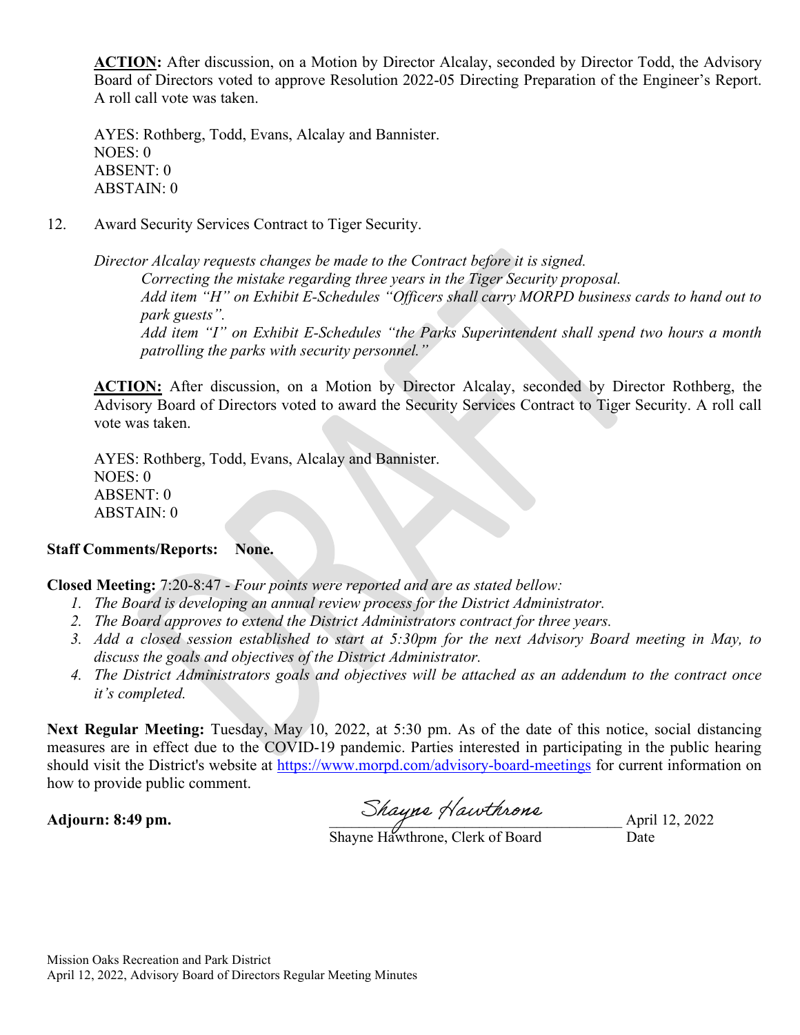**ACTION:** After discussion, on a Motion by Director Alcalay, seconded by Director Todd, the Advisory Board of Directors voted to approve Resolution 2022-05 Directing Preparation of the Engineer's Report. A roll call vote was taken.

AYES: Rothberg, Todd, Evans, Alcalay and Bannister.
NOES: 0
ABSENT: 0
ABSTAIN: 0

12. Award Security Services Contract to Tiger Security.

*Director Alcalay requests changes be made to the Contract before it is signed.*
*Correcting the mistake regarding three years in the Tiger Security proposal.*
*Add item "H" on Exhibit E-Schedules "Officers shall carry MORPD business cards to hand out to park guests".*
*Add item "I" on Exhibit E-Schedules "the Parks Superintendent shall spend two hours a month patrolling the parks with security personnel."*

**ACTION:** After discussion, on a Motion by Director Alcalay, seconded by Director Rothberg, the Advisory Board of Directors voted to award the Security Services Contract to Tiger Security. A roll call vote was taken.

AYES: Rothberg, Todd, Evans, Alcalay and Bannister.
NOES: 0
ABSENT: 0
ABSTAIN: 0

**Staff Comments/Reports: None.**

**Closed Meeting:** 7:20-8:47 - *Four points were reported and are as stated bellow:*

1. *The Board is developing an annual review process for the District Administrator.*
2. *The Board approves to extend the District Administrators contract for three years.*
3. *Add a closed session established to start at 5:30pm for the next Advisory Board meeting in May, to discuss the goals and objectives of the District Administrator.*
4. *The District Administrators goals and objectives will be attached as an addendum to the contract once it's completed.*

**Next Regular Meeting:** Tuesday, May 10, 2022, at 5:30 pm. As of the date of this notice, social distancing measures are in effect due to the COVID-19 pandemic. Parties interested in participating in the public hearing should visit the District's website at https://www.morpd.com/advisory-board-meetings for current information on how to provide public comment.

**Adjourn: 8:49 pm.**

Shayne Hawthrone
Shayne Hawthrone, Clerk of Board

April 12, 2022
Date